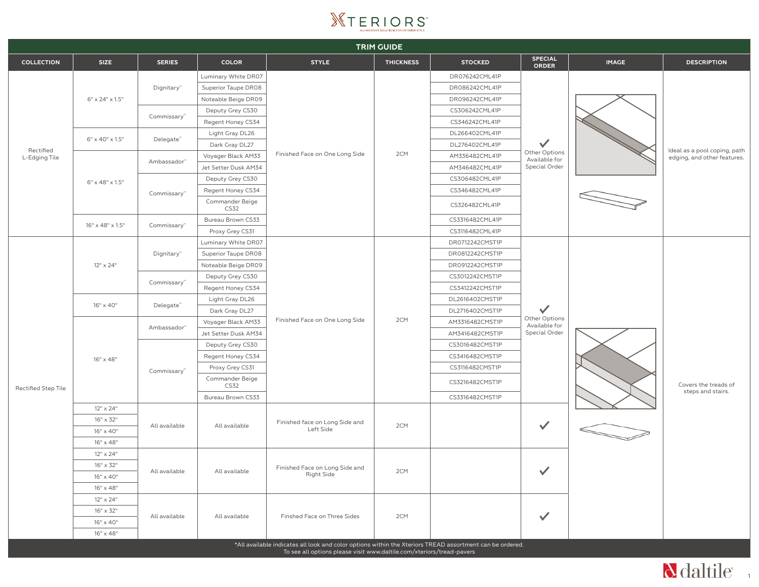# XTERIORS

ALL-WEATHER SOLUTIONS FOR EXTERIOR STYLE

## TRIM GUIDE

| COLLECTION | SIZE | SERIES | COLOR | STYLE | THICKNESS | STOCKED | SPECIAL ORDER | IMAGE | DESCRIPTION |
|---|---|---|---|---|---|---|---|---|---|
| Rectified L-Edging Tile | 6" x 24" x 1.5" | Dignitary™ | Luminary White DR07 | Finished Face on One Long Side | 2CM | DR076242CML41P | ✓ Other Options Available for Special Order | | Ideal as a pool coping, path edging, and other features. |
| | | | Superior Taupe DR08 | | | DR086242CML41P | | | |
| | | | Noteable Beige DR09 | | | DR096242CML41P | | | |
| | | Commissary™ | Deputy Grey CS30 | | | CS306242CML41P | | | |
| | | | Regent Honey CS34 | | | CS346242CML41P | | | |
| | 6" x 40" x 1.5" | Delegate™ | Light Gray DL26 | | | DL266402CML41P | | | |
| | | | Dark Gray DL27 | | | DL276402CML41P | | | |
| | 6" x 48" x 1.5" | Ambassador™ | Voyager Black AM33 | | | AM336482CML41P | | | |
| | | | Jet Setter Dusk AM34 | | | AM346482CML41P | | | |
| | | Commissary™ | Deputy Grey CS30 | | | CS306482CML41P | | | |
| | | | Regent Honey CS34 | | | CS346482CML41P | | | |
| | | | Commander Beige CS32 | | | CS326482CML41P | | | |
| | 16" x 48" x 1.5" | Commissary™ | Bureau Brown CS33 | | | CS3316482CML41P | | | |
| | | | Proxy Grey CS31 | | | CS3116482CML41P | | | |
| Rectified Step Tile | 12" x 24" | Dignitary™ | Luminary White DR07 | Finished Face on One Long Side | 2CM | DR0712242CMST1P | ✓ Other Options Available for Special Order | | Covers the treads of steps and stairs. |
| | | | Superior Taupe DR08 | | | DR0812242CMST1P | | | |
| | | | Noteable Beige DR09 | | | DR0912242CMST1P | | | |
| | | Commissary™ | Deputy Grey CS30 | | | CS3012242CMST1P | | | |
| | | | Regent Honey CS34 | | | CS3412242CMST1P | | | |
| | 16" x 40" | Delegate™ | Light Gray DL26 | | | DL2616402CMST1P | | | |
| | | | Dark Gray DL27 | | | DL2716402CMST1P | | | |
| | 16" x 48" | Ambassador™ | Voyager Black AM33 | | | AM3316482CMST1P | | | |
| | | | Jet Setter Dusk AM34 | | | AM3416482CMST1P | | | |
| | | Commissary™ | Deputy Grey CS30 | | | CS3016482CMST1P | | | |
| | | | Regent Honey CS34 | | | CS3416482CMST1P | | | |
| | | | Proxy Grey CS31 | | | CS3116482CMST1P | | | |
| | | | Commander Beige CS32 | | | CS3216482CMST1P | | | |
| | | | Bureau Brown CS33 | | | CS3316482CMST1P | | | |
| | 12" x 24" | All available | All available | Finished face on Long Side and Left Side | 2CM | | ✓ | | |
| | 16" x 32" | | | | | | | | |
| | 16" x 40" | | | | | | | | |
| | 16" x 48" | | | | | | | | |
| | 12" x 24" | All available | All available | Finished Face on Long Side and Right Side | 2CM | | ✓ | | |
| | 16" x 32" | | | | | | | | |
| | 16" x 40" | | | | | | | | |
| | 16" x 48" | | | | | | | | |
| | 12" x 24" | All available | All available | Finshed Face on Three Sides | 2CM | | ✓ | | |
| | 16" x 32" | | | | | | | | |
| | 16" x 40" | | | | | | | | |
| | 16" x 48" | | | | | | | | |

*All available indicates all look and color options within the Xteriors TREAD assortment can be ordered.
To see all options please visit www.daltile.com/xteriors/tread-pavers

daltile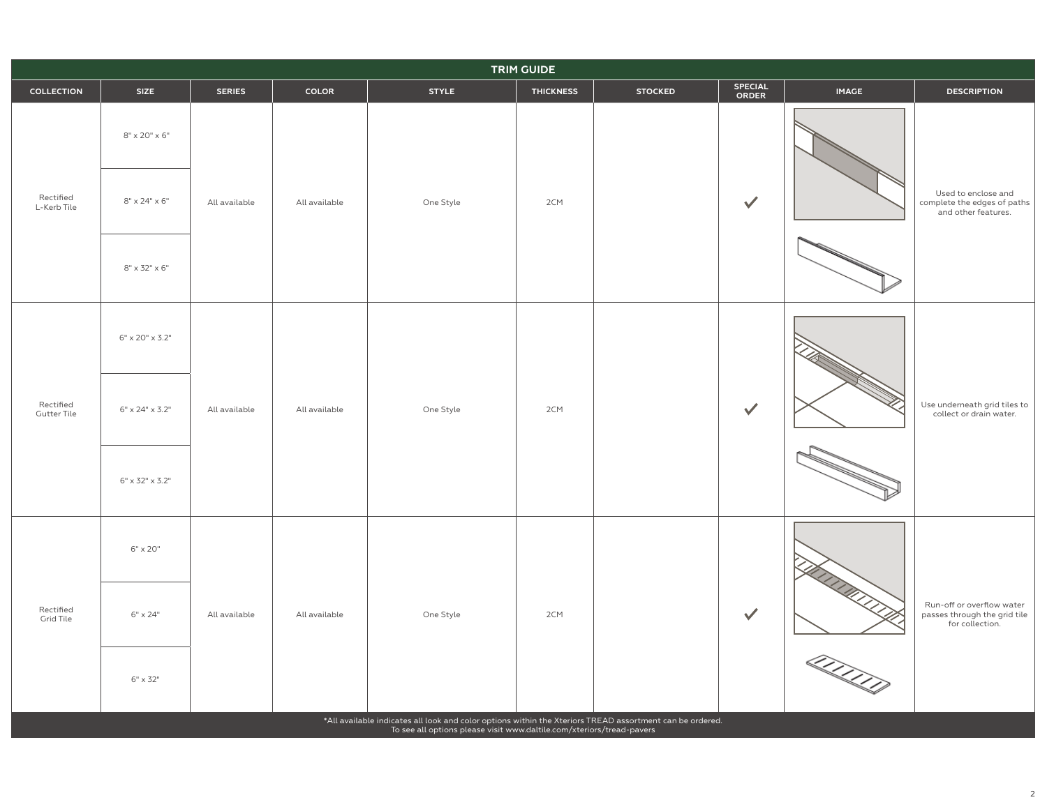## TRIM GUIDE

| COLLECTION | SIZE | SERIES | COLOR | STYLE | THICKNESS | STOCKED | SPECIAL ORDER | IMAGE | DESCRIPTION |
|---|---|---|---|---|---|---|---|---|---|
| Rectified L-Kerb Tile | 8" x 20" x 6"<br>8" x 24" x 6"<br>8" x 32" x 6" | All available | All available | One Style | 2CM | | ✓ | | Used to enclose and complete the edges of paths and other features. |
| Rectified Gutter Tile | 6" x 20" x 3.2"<br>6" x 24" x 3.2"<br>6" x 32" x 3.2" | All available | All available | One Style | 2CM | | ✓ | | Use underneath grid tiles to collect or drain water. |
| Rectified Grid Tile | 6" x 20"<br>6" x 24"<br>6" x 32" | All available | All available | One Style | 2CM | | ✓ | | Run-off or overflow water passes through the grid tile for collection. |

*All available indicates all look and color options within the Xteriors TREAD assortment can be ordered.
To see all options please visit www.daltile.com/xteriors/tread-pavers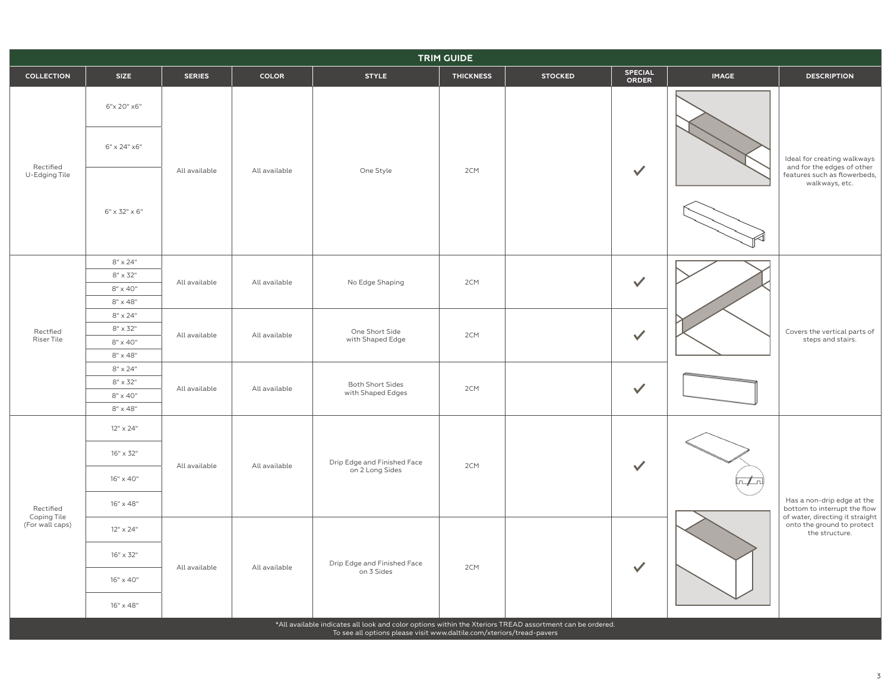| TRIM GUIDE | | | | | | | | | |
|---|---|---|---|---|---|---|---|---|---|
| COLLECTION | SIZE | SERIES | COLOR | STYLE | THICKNESS | STOCKED | SPECIAL ORDER | IMAGE | DESCRIPTION |
| Rectified U-Edging Tile | 6"x 20" x6"<br>6" x 24" x6"<br>6" x 32" x 6" | All available | All available | One Style | 2CM | | ✓ | | Ideal for creating walkways and for the edges of other features such as flowerbeds, walkways, etc. |
| Rectfied Riser Tile | 8" x 24"<br>8" x 32"<br>8" x 40"<br>8" x 48" | All available | All available | No Edge Shaping | 2CM | | ✓ | | Covers the vertical parts of steps and stairs. |
| | 8" x 24"<br>8" x 32"<br>8" x 40"<br>8" x 48" | All available | All available | One Short Side with Shaped Edge | 2CM | | ✓ | | |
| | 8" x 24"<br>8" x 32"<br>8" x 40"<br>8" x 48" | All available | All available | Both Short Sides with Shaped Edges | 2CM | | ✓ | | |
| Rectified Coping Tile (For wall caps) | 12" x 24"<br>16" x 32"<br>16" x 40"<br>16" x 48" | All available | All available | Drip Edge and Finished Face on 2 Long Sides | 2CM | | ✓ | | Has a non-drip edge at the bottom to interrupt the flow of water, directing it straight onto the ground to protect the structure. |
| | 12" x 24"<br>16" x 32"<br>16" x 40"<br>16" x 48" | All available | All available | Drip Edge and Finished Face on 3 Sides | 2CM | | ✓ | | |

*All available indicates all look and color options within the Xteriors TREAD assortment can be ordered.
To see all options please visit www.daltile.com/xteriors/tread-pavers